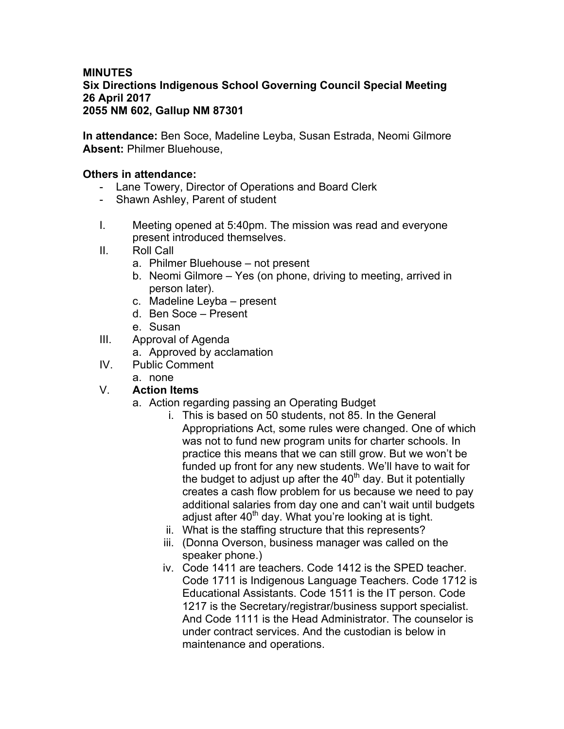**MINUTES**
**Six Directions Indigenous School Governing Council Special Meeting**
**26 April 2017**
**2055 NM 602, Gallup NM 87301**

**In attendance:** Ben Soce, Madeline Leyba, Susan Estrada, Neomi Gilmore
**Absent:** Philmer Bluehouse,

**Others in attendance:**

- Lane Towery, Director of Operations and Board Clerk
- Shawn Ashley, Parent of student

I. Meeting opened at 5:40pm. The mission was read and everyone present introduced themselves.

II. Roll Call
   a. Philmer Bluehouse – not present
   b. Neomi Gilmore – Yes (on phone, driving to meeting, arrived in person later).
   c. Madeline Leyba – present
   d. Ben Soce – Present
   e. Susan

III. Approval of Agenda
   a. Approved by acclamation

IV. Public Comment
   a. none

V. **Action Items**
   a. Action regarding passing an Operating Budget
      i. This is based on 50 students, not 85. In the General Appropriations Act, some rules were changed. One of which was not to fund new program units for charter schools. In practice this means that we can still grow. But we won't be funded up front for any new students. We'll have to wait for the budget to adjust up after the 40th day. But it potentially creates a cash flow problem for us because we need to pay additional salaries from day one and can't wait until budgets adjust after 40th day. What you're looking at is tight.
      ii. What is the staffing structure that this represents?
      iii. (Donna Overson, business manager was called on the speaker phone.)
      iv. Code 1411 are teachers. Code 1412 is the SPED teacher. Code 1711 is Indigenous Language Teachers. Code 1712 is Educational Assistants. Code 1511 is the IT person. Code 1217 is the Secretary/registrar/business support specialist. And Code 1111 is the Head Administrator. The counselor is under contract services. And the custodian is below in maintenance and operations.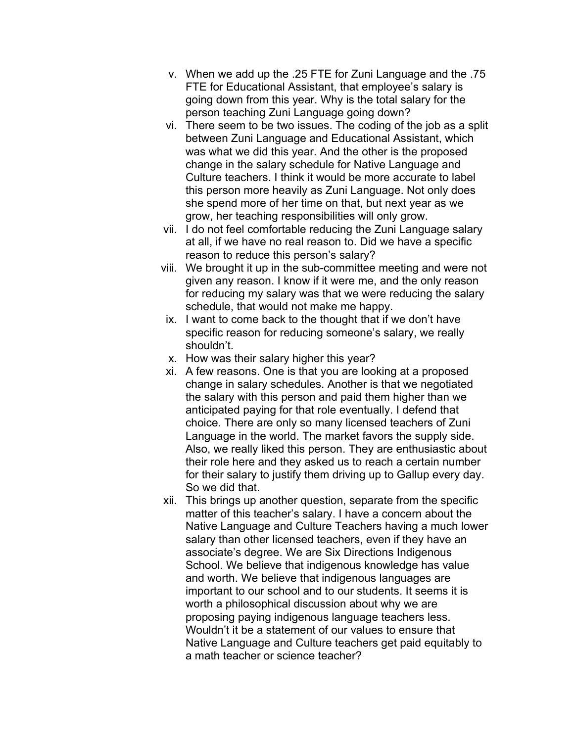v. When we add up the .25 FTE for Zuni Language and the .75 FTE for Educational Assistant, that employee's salary is going down from this year. Why is the total salary for the person teaching Zuni Language going down?

vi. There seem to be two issues. The coding of the job as a split between Zuni Language and Educational Assistant, which was what we did this year. And the other is the proposed change in the salary schedule for Native Language and Culture teachers. I think it would be more accurate to label this person more heavily as Zuni Language. Not only does she spend more of her time on that, but next year as we grow, her teaching responsibilities will only grow.

vii. I do not feel comfortable reducing the Zuni Language salary at all, if we have no real reason to. Did we have a specific reason to reduce this person's salary?

viii. We brought it up in the sub-committee meeting and were not given any reason. I know if it were me, and the only reason for reducing my salary was that we were reducing the salary schedule, that would not make me happy.

ix. I want to come back to the thought that if we don't have specific reason for reducing someone's salary, we really shouldn't.

x. How was their salary higher this year?

xi. A few reasons. One is that you are looking at a proposed change in salary schedules. Another is that we negotiated the salary with this person and paid them higher than we anticipated paying for that role eventually. I defend that choice. There are only so many licensed teachers of Zuni Language in the world. The market favors the supply side. Also, we really liked this person. They are enthusiastic about their role here and they asked us to reach a certain number for their salary to justify them driving up to Gallup every day. So we did that.

xii. This brings up another question, separate from the specific matter of this teacher's salary. I have a concern about the Native Language and Culture Teachers having a much lower salary than other licensed teachers, even if they have an associate's degree. We are Six Directions Indigenous School. We believe that indigenous knowledge has value and worth. We believe that indigenous languages are important to our school and to our students. It seems it is worth a philosophical discussion about why we are proposing paying indigenous language teachers less. Wouldn't it be a statement of our values to ensure that Native Language and Culture teachers get paid equitably to a math teacher or science teacher?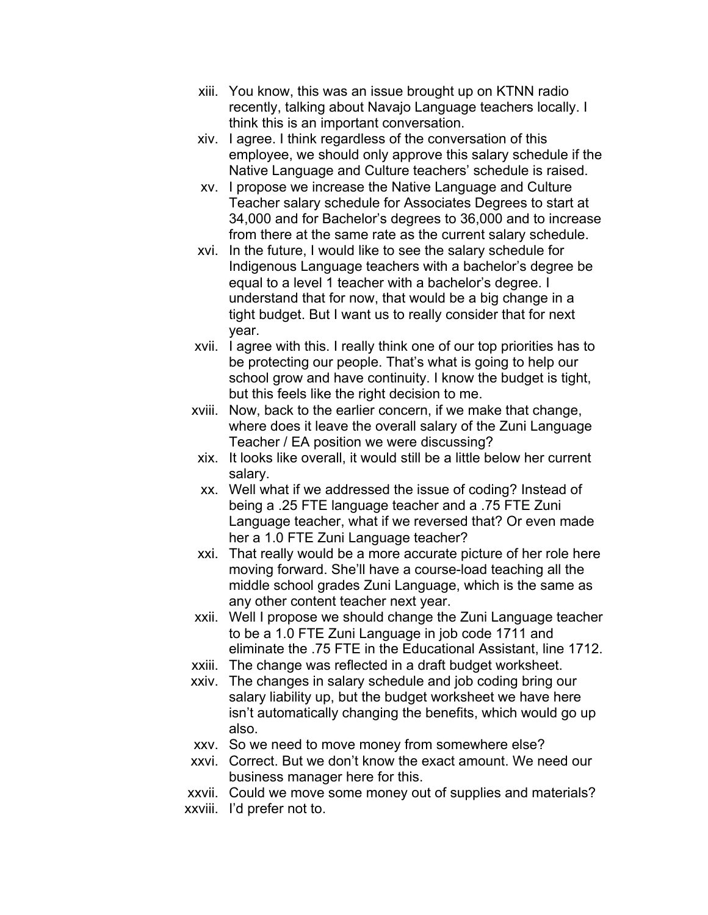xiii. You know, this was an issue brought up on KTNN radio recently, talking about Navajo Language teachers locally. I think this is an important conversation.

xiv. I agree. I think regardless of the conversation of this employee, we should only approve this salary schedule if the Native Language and Culture teachers' schedule is raised.

xv. I propose we increase the Native Language and Culture Teacher salary schedule for Associates Degrees to start at 34,000 and for Bachelor's degrees to 36,000 and to increase from there at the same rate as the current salary schedule.

xvi. In the future, I would like to see the salary schedule for Indigenous Language teachers with a bachelor's degree be equal to a level 1 teacher with a bachelor's degree. I understand that for now, that would be a big change in a tight budget. But I want us to really consider that for next year.

xvii. I agree with this. I really think one of our top priorities has to be protecting our people. That's what is going to help our school grow and have continuity. I know the budget is tight, but this feels like the right decision to me.

xviii. Now, back to the earlier concern, if we make that change, where does it leave the overall salary of the Zuni Language Teacher / EA position we were discussing?

xix. It looks like overall, it would still be a little below her current salary.

xx. Well what if we addressed the issue of coding? Instead of being a .25 FTE language teacher and a .75 FTE Zuni Language teacher, what if we reversed that? Or even made her a 1.0 FTE Zuni Language teacher?

xxi. That really would be a more accurate picture of her role here moving forward. She'll have a course-load teaching all the middle school grades Zuni Language, which is the same as any other content teacher next year.

xxii. Well I propose we should change the Zuni Language teacher to be a 1.0 FTE Zuni Language in job code 1711 and eliminate the .75 FTE in the Educational Assistant, line 1712.

xxiii. The change was reflected in a draft budget worksheet.

xxiv. The changes in salary schedule and job coding bring our salary liability up, but the budget worksheet we have here isn't automatically changing the benefits, which would go up also.

xxv. So we need to move money from somewhere else?

xxvi. Correct. But we don't know the exact amount. We need our business manager here for this.

xxvii. Could we move some money out of supplies and materials?

xxviii. I'd prefer not to.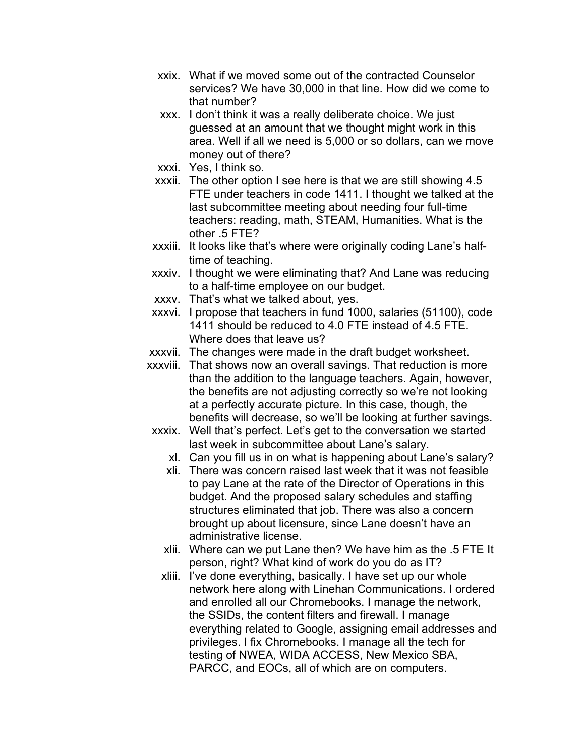xxix. What if we moved some out of the contracted Counselor services? We have 30,000 in that line. How did we come to that number?

xxx. I don't think it was a really deliberate choice. We just guessed at an amount that we thought might work in this area. Well if all we need is 5,000 or so dollars, can we move money out of there?

xxxi. Yes, I think so.

xxxii. The other option I see here is that we are still showing 4.5 FTE under teachers in code 1411. I thought we talked at the last subcommittee meeting about needing four full-time teachers: reading, math, STEAM, Humanities. What is the other .5 FTE?

xxxiii. It looks like that's where were originally coding Lane's half-time of teaching.

xxxiv. I thought we were eliminating that? And Lane was reducing to a half-time employee on our budget.

xxxv. That's what we talked about, yes.

xxxvi. I propose that teachers in fund 1000, salaries (51100), code 1411 should be reduced to 4.0 FTE instead of 4.5 FTE. Where does that leave us?

xxxvii. The changes were made in the draft budget worksheet.

xxxviii. That shows now an overall savings. That reduction is more than the addition to the language teachers. Again, however, the benefits are not adjusting correctly so we're not looking at a perfectly accurate picture. In this case, though, the benefits will decrease, so we'll be looking at further savings.

xxxix. Well that's perfect. Let's get to the conversation we started last week in subcommittee about Lane's salary.

xl. Can you fill us in on what is happening about Lane's salary?

xli. There was concern raised last week that it was not feasible to pay Lane at the rate of the Director of Operations in this budget. And the proposed salary schedules and staffing structures eliminated that job. There was also a concern brought up about licensure, since Lane doesn't have an administrative license.

xlii. Where can we put Lane then? We have him as the .5 FTE It person, right? What kind of work do you do as IT?

xliii. I've done everything, basically. I have set up our whole network here along with Linehan Communications. I ordered and enrolled all our Chromebooks. I manage the network, the SSIDs, the content filters and firewall. I manage everything related to Google, assigning email addresses and privileges. I fix Chromebooks. I manage all the tech for testing of NWEA, WIDA ACCESS, New Mexico SBA, PARCC, and EOCs, all of which are on computers.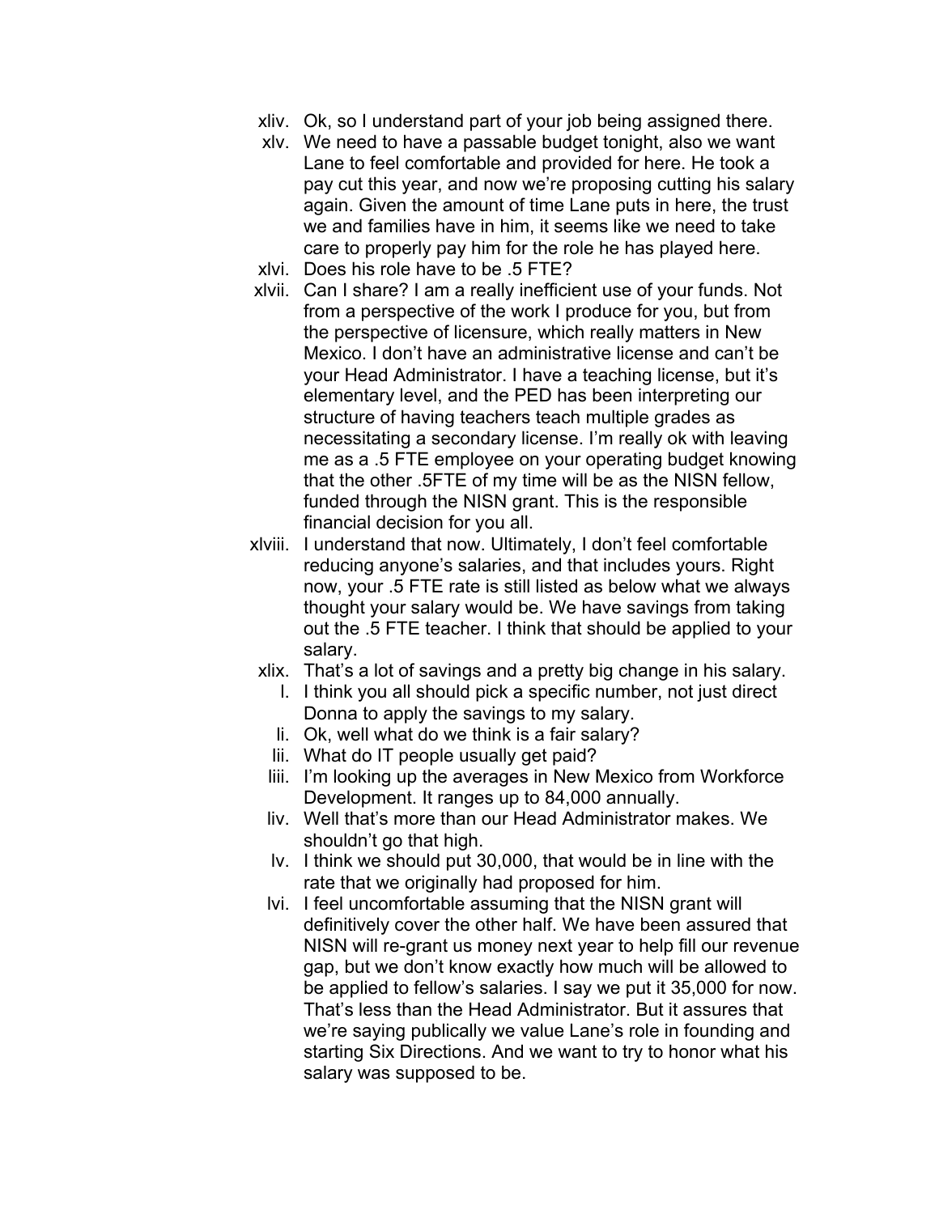xliv. Ok, so I understand part of your job being assigned there.

xlv. We need to have a passable budget tonight, also we want Lane to feel comfortable and provided for here. He took a pay cut this year, and now we're proposing cutting his salary again. Given the amount of time Lane puts in here, the trust we and families have in him, it seems like we need to take care to properly pay him for the role he has played here.

xlvi. Does his role have to be .5 FTE?

xlvii. Can I share? I am a really inefficient use of your funds. Not from a perspective of the work I produce for you, but from the perspective of licensure, which really matters in New Mexico. I don't have an administrative license and can't be your Head Administrator. I have a teaching license, but it's elementary level, and the PED has been interpreting our structure of having teachers teach multiple grades as necessitating a secondary license. I'm really ok with leaving me as a .5 FTE employee on your operating budget knowing that the other .5FTE of my time will be as the NISN fellow, funded through the NISN grant. This is the responsible financial decision for you all.

xlviii. I understand that now. Ultimately, I don't feel comfortable reducing anyone's salaries, and that includes yours. Right now, your .5 FTE rate is still listed as below what we always thought your salary would be. We have savings from taking out the .5 FTE teacher. I think that should be applied to your salary.

xlix. That's a lot of savings and a pretty big change in his salary.

l. I think you all should pick a specific number, not just direct Donna to apply the savings to my salary.

li. Ok, well what do we think is a fair salary?

lii. What do IT people usually get paid?

liii. I'm looking up the averages in New Mexico from Workforce Development. It ranges up to 84,000 annually.

liv. Well that's more than our Head Administrator makes. We shouldn't go that high.

lv. I think we should put 30,000, that would be in line with the rate that we originally had proposed for him.

lvi. I feel uncomfortable assuming that the NISN grant will definitively cover the other half. We have been assured that NISN will re-grant us money next year to help fill our revenue gap, but we don't know exactly how much will be allowed to be applied to fellow's salaries. I say we put it 35,000 for now. That's less than the Head Administrator. But it assures that we're saying publically we value Lane's role in founding and starting Six Directions. And we want to try to honor what his salary was supposed to be.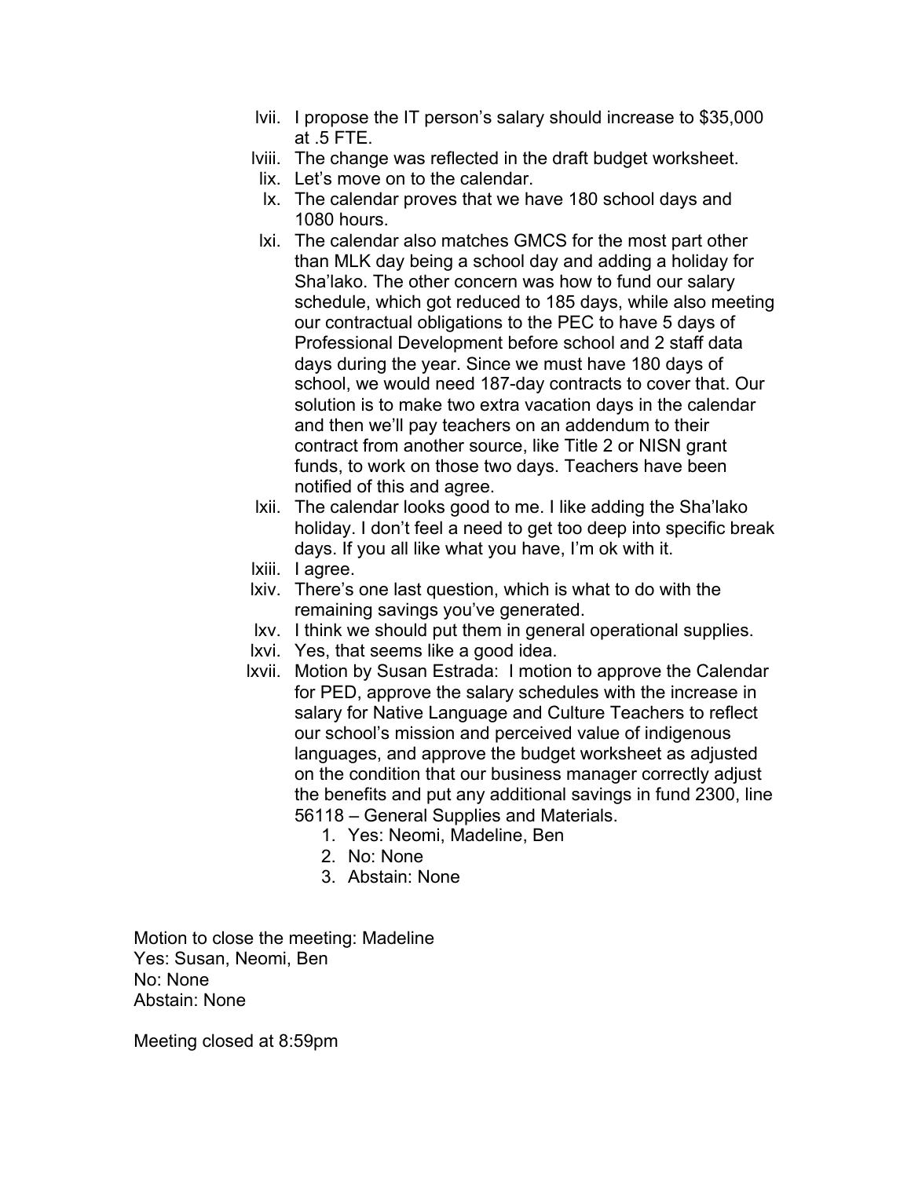lvii. I propose the IT person's salary should increase to $35,000 at .5 FTE.

lviii. The change was reflected in the draft budget worksheet.

lix. Let's move on to the calendar.

lx. The calendar proves that we have 180 school days and 1080 hours.

lxi. The calendar also matches GMCS for the most part other than MLK day being a school day and adding a holiday for Sha'lako. The other concern was how to fund our salary schedule, which got reduced to 185 days, while also meeting our contractual obligations to the PEC to have 5 days of Professional Development before school and 2 staff data days during the year. Since we must have 180 days of school, we would need 187-day contracts to cover that. Our solution is to make two extra vacation days in the calendar and then we'll pay teachers on an addendum to their contract from another source, like Title 2 or NISN grant funds, to work on those two days. Teachers have been notified of this and agree.

lxii. The calendar looks good to me. I like adding the Sha'lako holiday. I don't feel a need to get too deep into specific break days. If you all like what you have, I'm ok with it.

lxiii. I agree.

lxiv. There's one last question, which is what to do with the remaining savings you've generated.

lxv. I think we should put them in general operational supplies.

lxvi. Yes, that seems like a good idea.

lxvii. Motion by Susan Estrada: I motion to approve the Calendar for PED, approve the salary schedules with the increase in salary for Native Language and Culture Teachers to reflect our school's mission and perceived value of indigenous languages, and approve the budget worksheet as adjusted on the condition that our business manager correctly adjust the benefits and put any additional savings in fund 2300, line 56118 – General Supplies and Materials.

1. Yes: Neomi, Madeline, Ben
2. No: None
3. Abstain: None

Motion to close the meeting: Madeline
Yes: Susan, Neomi, Ben
No: None
Abstain: None

Meeting closed at 8:59pm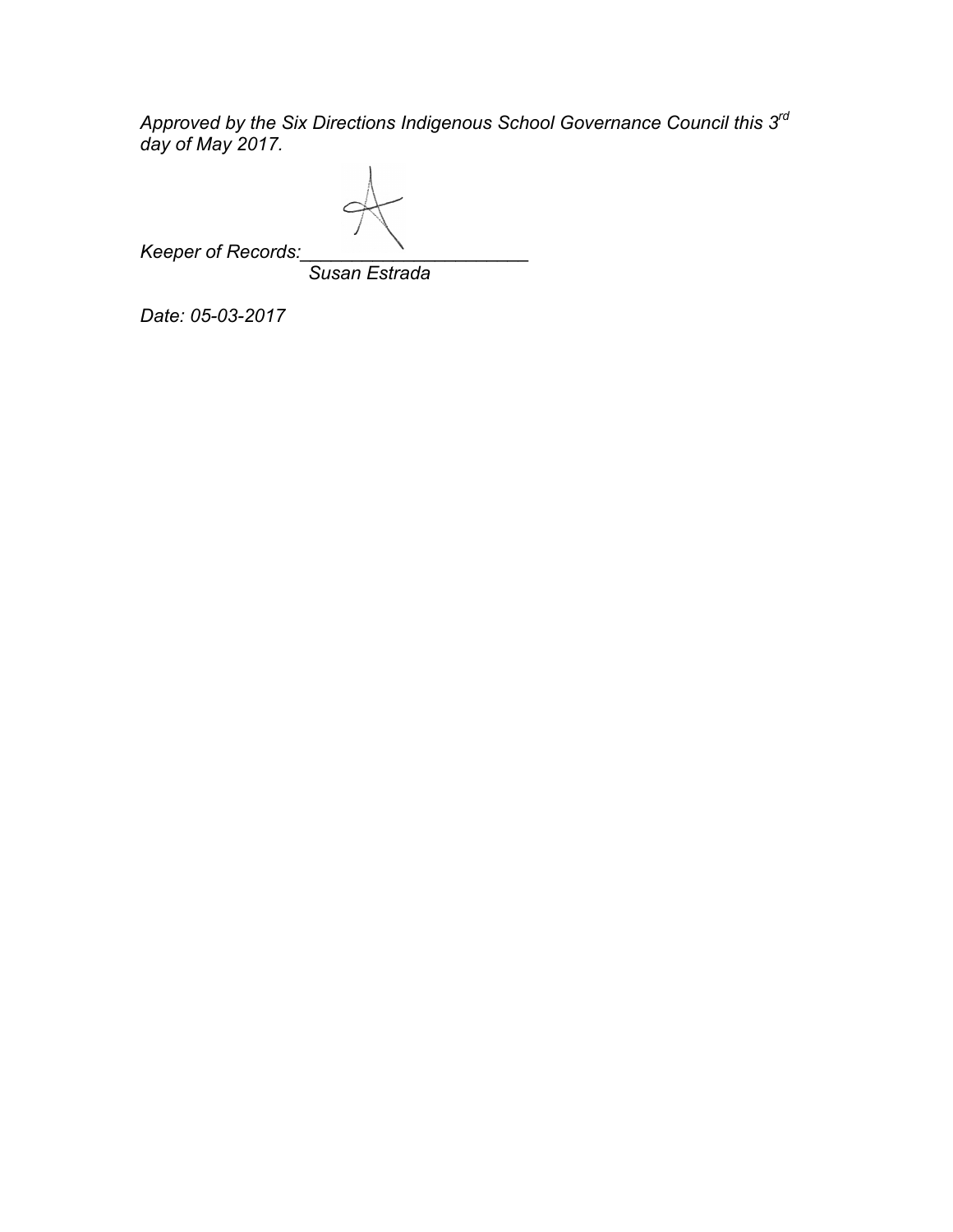*Approved by the Six Directions Indigenous School Governance Council this 3rd day of May 2017.*

*Keeper of Records:______________________*
*Susan Estrada*

*Date: 05-03-2017*